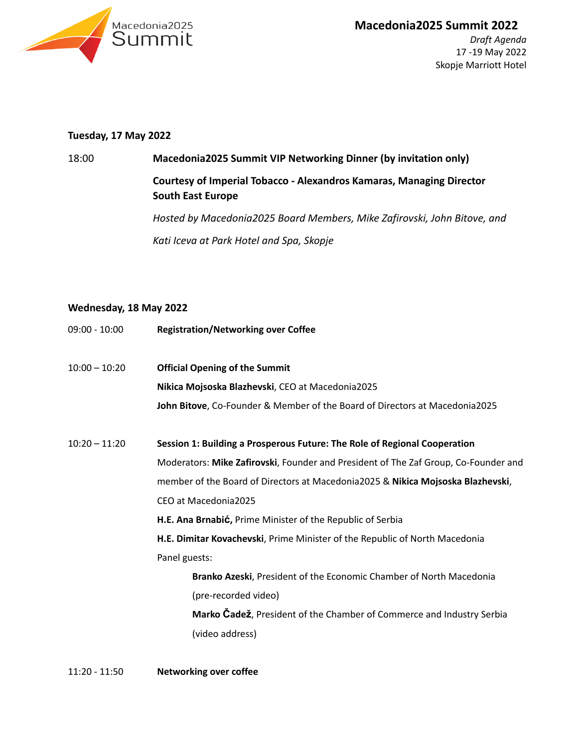# Macedonia2025 Summit 2022

*Draft Agenda*
17 -19 May 2022
Skopje Marriott Hotel

## Tuesday, 17 May 2022

18:00 **Macedonia2025 Summit VIP Networking Dinner (by invitation only)**

**Courtesy of Imperial Tobacco - Alexandros Kamaras, Managing Director South East Europe**

*Hosted by Macedonia2025 Board Members, Mike Zafirovski, John Bitove, and Kati Iceva at Park Hotel and Spa, Skopje*

## Wednesday, 18 May 2022

09:00 - 10:00 **Registration/Networking over Coffee**

10:00 – 10:20 **Official Opening of the Summit**

**Nikica Mojsoska Blazhevski**, CEO at Macedonia2025

**John Bitove**, Co-Founder & Member of the Board of Directors at Macedonia2025

10:20 – 11:20 **Session 1: Building a Prosperous Future: The Role of Regional Cooperation**

Moderators: **Mike Zafirovski**, Founder and President of The Zaf Group, Co-Founder and member of the Board of Directors at Macedonia2025 & **Nikica Mojsoska Blazhevski**, CEO at Macedonia2025

**H.E. Ana Brnabić,** Prime Minister of the Republic of Serbia

**H.E. Dimitar Kovachevski**, Prime Minister of the Republic of North Macedonia

Panel guests:

- **Branko Azeski**, President of the Economic Chamber of North Macedonia (pre-recorded video)
- **Marko Čadež**, President of the Chamber of Commerce and Industry Serbia (video address)

11:20 - 11:50 **Networking over coffee**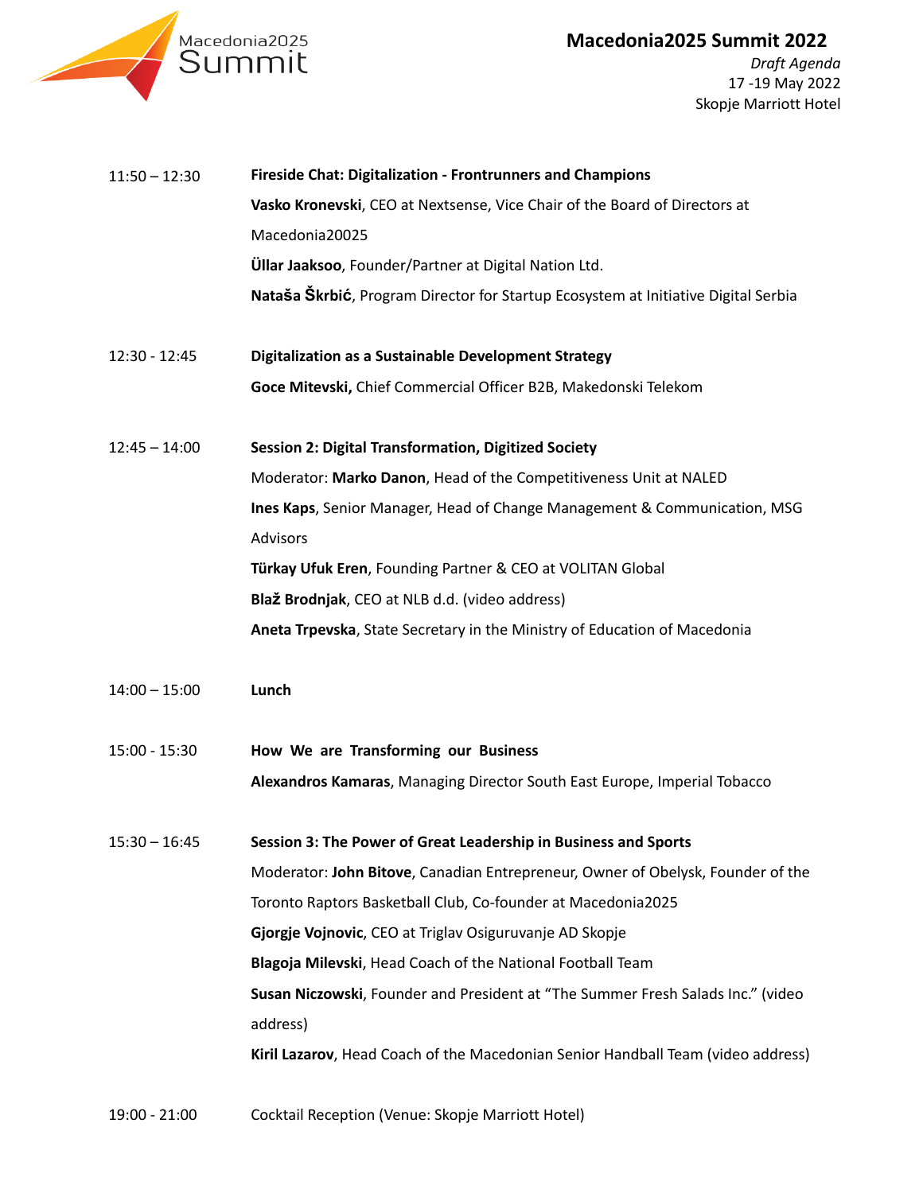11:50 – 12:30 **Fireside Chat: Digitalization - Frontrunners and Champions**

**Vasko Kronevski**, CEO at Nextsense, Vice Chair of the Board of Directors at Macedonia20025

**Üllar Jaaksoo**, Founder/Partner at Digital Nation Ltd.

**Nataša Škrbić**, Program Director for Startup Ecosystem at Initiative Digital Serbia

12:30 - 12:45 **Digitalization as a Sustainable Development Strategy**

**Goce Mitevski,** Chief Commercial Officer B2B, Makedonski Telekom

12:45 – 14:00 **Session 2: Digital Transformation, Digitized Society**

Moderator: **Marko Danon**, Head of the Competitiveness Unit at NALED

**Ines Kaps**, Senior Manager, Head of Change Management & Communication, MSG Advisors

**Türkay Ufuk Eren**, Founding Partner & CEO at VOLITAN Global

**Blaž Brodnjak**, CEO at NLB d.d. (video address)

**Aneta Trpevska**, State Secretary in the Ministry of Education of Macedonia

14:00 – 15:00 **Lunch**

15:00 - 15:30 **How We are Transforming our Business**

**Alexandros Kamaras**, Managing Director South East Europe, Imperial Tobacco

15:30 – 16:45 **Session 3: The Power of Great Leadership in Business and Sports**

Moderator: **John Bitove**, Canadian Entrepreneur, Owner of Obelysk, Founder of the Toronto Raptors Basketball Club, Co-founder at Macedonia2025

**Gjorgje Vojnovic**, CEO at Triglav Osiguruvanje AD Skopje

**Blagoja Milevski**, Head Coach of the National Football Team

**Susan Niczowski**, Founder and President at "The Summer Fresh Salads Inc." (video address)

**Kiril Lazarov**, Head Coach of the Macedonian Senior Handball Team (video address)

19:00 - 21:00 Cocktail Reception (Venue: Skopje Marriott Hotel)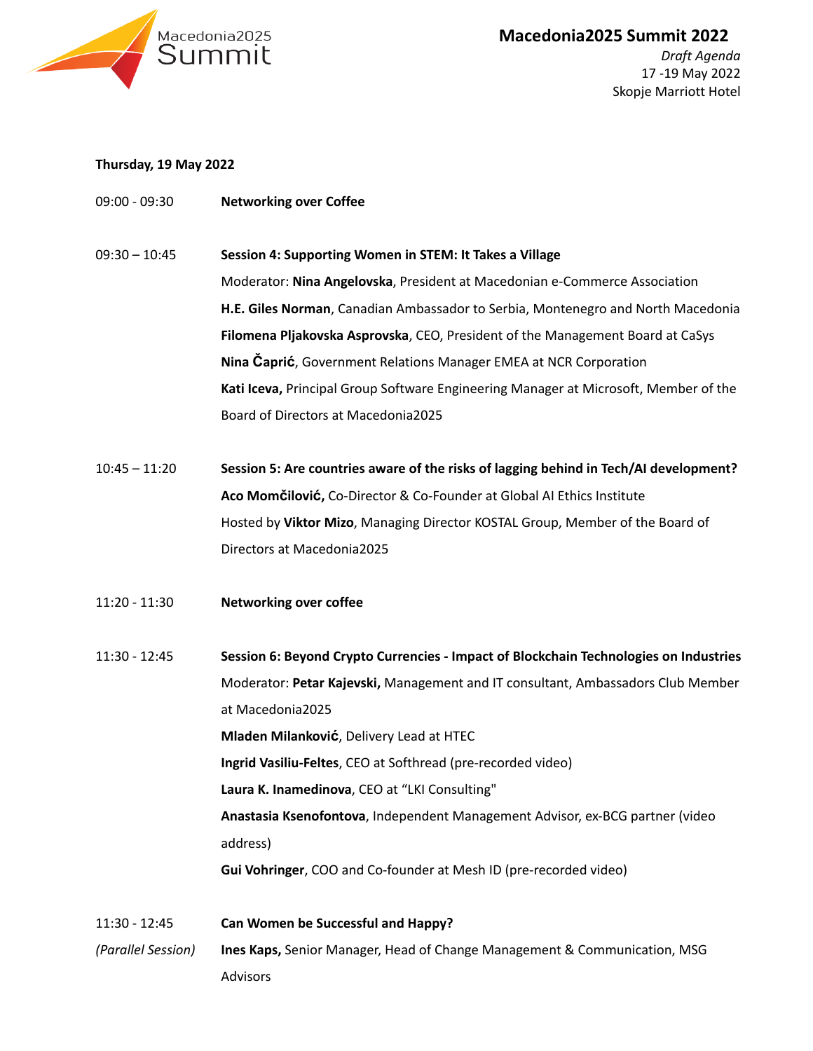# Macedonia2025 Summit 2022

*Draft Agenda*
17 -19 May 2022
Skopje Marriott Hotel

**Thursday, 19 May 2022**

09:00 - 09:30 **Networking over Coffee**

09:30 – 10:45 **Session 4: Supporting Women in STEM: It Takes a Village**

Moderator: **Nina Angelovska**, President at Macedonian e-Commerce Association

**H.E. Giles Norman**, Canadian Ambassador to Serbia, Montenegro and North Macedonia

**Filomena Pljakovska Asprovska**, CEO, President of the Management Board at CaSys

**Nina Čaprić**, Government Relations Manager EMEA at NCR Corporation

**Kati Iceva,** Principal Group Software Engineering Manager at Microsoft, Member of the Board of Directors at Macedonia2025

10:45 – 11:20 **Session 5: Are countries aware of the risks of lagging behind in Tech/AI development?**

**Aco Momčilović,** Co-Director & Co-Founder at Global AI Ethics Institute

Hosted by **Viktor Mizo**, Managing Director KOSTAL Group, Member of the Board of Directors at Macedonia2025

11:20 - 11:30 **Networking over coffee**

11:30 - 12:45 **Session 6: Beyond Crypto Currencies - Impact of Blockchain Technologies on Industries**

Moderator: **Petar Kajevski,** Management and IT consultant, Ambassadors Club Member at Macedonia2025

**Mladen Milanković**, Delivery Lead at HTEC

**Ingrid Vasiliu-Feltes**, CEO at Softhread (pre-recorded video)

**Laura K. Inamedinova**, CEO at “LKI Consulting"

**Anastasia Ksenofontova**, Independent Management Advisor, ex-BCG partner (video address)

**Gui Vohringer**, COO and Co-founder at Mesh ID (pre-recorded video)

11:30 - 12:45 *(Parallel Session)* **Can Women be Successful and Happy?**

**Ines Kaps,** Senior Manager, Head of Change Management & Communication, MSG Advisors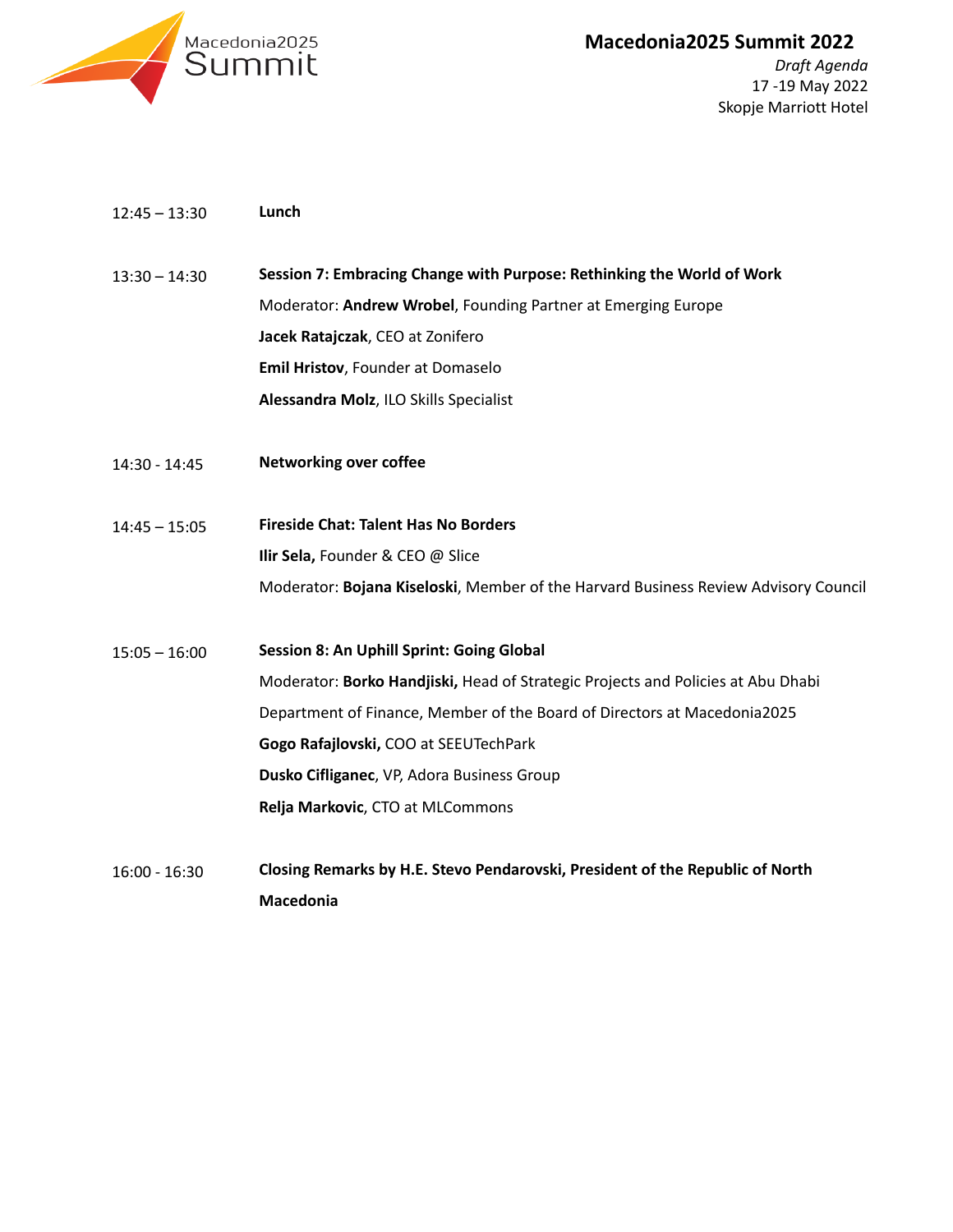**Macedonia2025 Summit 2022**

*Draft Agenda*

17 -19 May 2022

Skopje Marriott Hotel

12:45 – 13:30 **Lunch**

13:30 – 14:30 **Session 7: Embracing Change with Purpose: Rethinking the World of Work**

Moderator: **Andrew Wrobel**, Founding Partner at Emerging Europe

**Jacek Ratajczak**, CEO at Zonifero

**Emil Hristov**, Founder at Domaselo

**Alessandra Molz**, ILO Skills Specialist

14:30 - 14:45 **Networking over coffee**

14:45 – 15:05 **Fireside Chat: Talent Has No Borders**

**Ilir Sela,** Founder & CEO @ Slice

Moderator: **Bojana Kiseloski**, Member of the Harvard Business Review Advisory Council

15:05 – 16:00 **Session 8: An Uphill Sprint: Going Global**

Moderator: **Borko Handjiski,** Head of Strategic Projects and Policies at Abu Dhabi Department of Finance, Member of the Board of Directors at Macedonia2025

**Gogo Rafajlovski,** COO at SEEUTechPark

**Dusko Cifliganec**, VP, Adora Business Group

**Relja Markovic**, CTO at MLCommons

16:00 - 16:30 **Closing Remarks by H.E. Stevo Pendarovski, President of the Republic of North Macedonia**